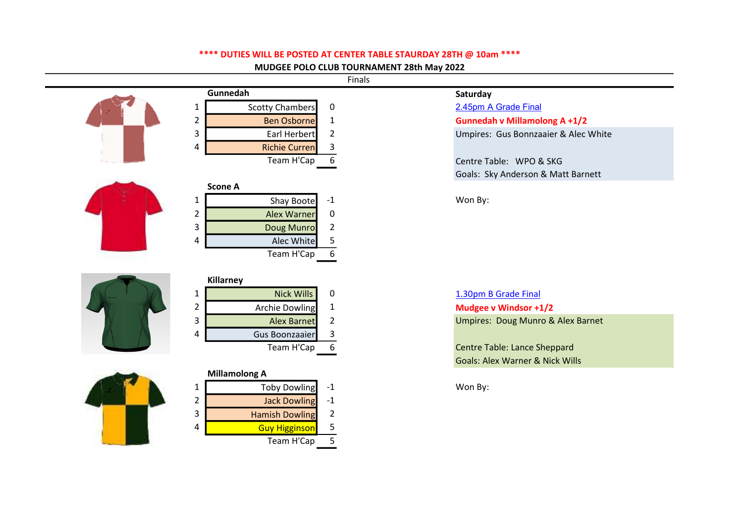**\*\*\*\* DUTIES WILL BE POSTED AT CENTER TABLE STAURDAY 28TH @ 10am \*\*\*\***

**MUDGEE POLO CLUB TOURNAMENT 28th May 2022**

Finals

**Gunnedah**

| # | Player | H'Cap |
|---|---|---|
| 1 | Scotty Chambers | 0 |
| 2 | Ben Osborne | 1 |
| 3 | Earl Herbert | 2 |
| 4 | Richie Curren | 3 |
| | Team H'Cap | 6 |

**Scone A**

| # | Player | H'Cap |
|---|---|---|
| 1 | Shay Boote | -1 |
| 2 | Alex Warner | 0 |
| 3 | Doug Munro | 2 |
| 4 | Alec White | 5 |
| | Team H'Cap | 6 |

**Killarney**

| # | Player | H'Cap |
|---|---|---|
| 1 | Nick Wills | 0 |
| 2 | Archie Dowling | 1 |
| 3 | Alex Barnet | 2 |
| 4 | Gus Boonzaaier | 3 |
| | Team H'Cap | 6 |

**Millamolong A**

| # | Player | H'Cap |
|---|---|---|
| 1 | Toby Dowling | -1 |
| 2 | Jack Dowling | -1 |
| 3 | Hamish Dowling | 2 |
| 4 | Guy Higginson | 5 |
| | Team H'Cap | 5 |

**Saturday**

2.45pm A Grade Final

**Gunnedah v Millamolong A +1/2**

Umpires: Gus Bonnzaaier & Alec White

Centre Table: WPO & SKG

Goals: Sky Anderson & Matt Barnett

Won By:

1.30pm B Grade Final

**Mudgee v Windsor +1/2**

Umpires: Doug Munro & Alex Barnet

Centre Table: Lance Sheppard

Goals: Alex Warner & Nick Wills

Won By: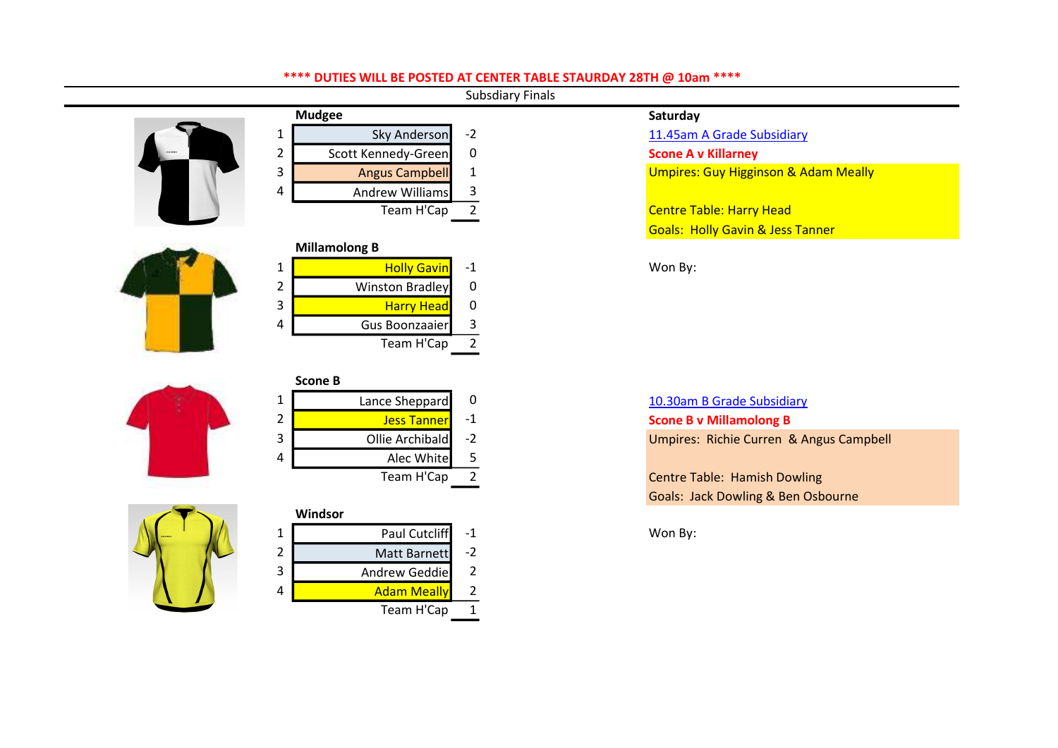**\*\*\*\* DUTIES WILL BE POSTED AT CENTER TABLE STAURDAY 28TH @ 10am \*\*\*\***

Subsdiary Finals

### Mudgee

| # | Player | H'Cap |
|---|---|---|
| 1 | Sky Anderson | -2 |
| 2 | Scott Kennedy-Green | 0 |
| 3 | Angus Campbell | 1 |
| 4 | Andrew Williams | 3 |
| | Team H'Cap | 2 |

### Millamolong B

| # | Player | H'Cap |
|---|---|---|
| 1 | Holly Gavin | -1 |
| 2 | Winston Bradley | 0 |
| 3 | Harry Head | 0 |
| 4 | Gus Boonzaaier | 3 |
| | Team H'Cap | 2 |

### Scone B

| # | Player | H'Cap |
|---|---|---|
| 1 | Lance Sheppard | 0 |
| 2 | Jess Tanner | -1 |
| 3 | Ollie Archibald | -2 |
| 4 | Alec White | 5 |
| | Team H'Cap | 2 |

### Windsor

| # | Player | H'Cap |
|---|---|---|
| 1 | Paul Cutcliff | -1 |
| 2 | Matt Barnett | -2 |
| 3 | Andrew Geddie | 2 |
| 4 | Adam Meally | 2 |
| | Team H'Cap | 1 |

### Saturday

11.45am A Grade Subsidiary

**Scone A v Killarney**

Umpires: Guy Higginson & Adam Meally

Centre Table: Harry Head

Goals: Holly Gavin & Jess Tanner

Won By:

10.30am B Grade Subsidiary

**Scone B v Millamolong B**

Umpires: Richie Curren & Angus Campbell

Centre Table: Hamish Dowling

Goals: Jack Dowling & Ben Osbourne

Won By: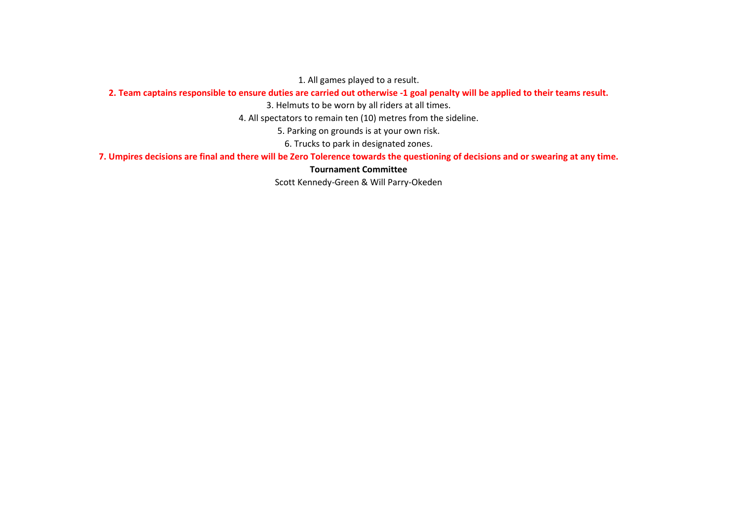1. All games played to a result.

**2. Team captains responsible to ensure duties are carried out otherwise -1 goal penalty will be applied to their teams result.**

3. Helmuts to be worn by all riders at all times.

4. All spectators to remain ten (10) metres from the sideline.

5. Parking on grounds is at your own risk.

6. Trucks to park in designated zones.

**7. Umpires decisions are final and there will be Zero Tolerence towards the questioning of decisions and or swearing at any time.**

**Tournament Committee**

Scott Kennedy-Green & Will Parry-Okeden